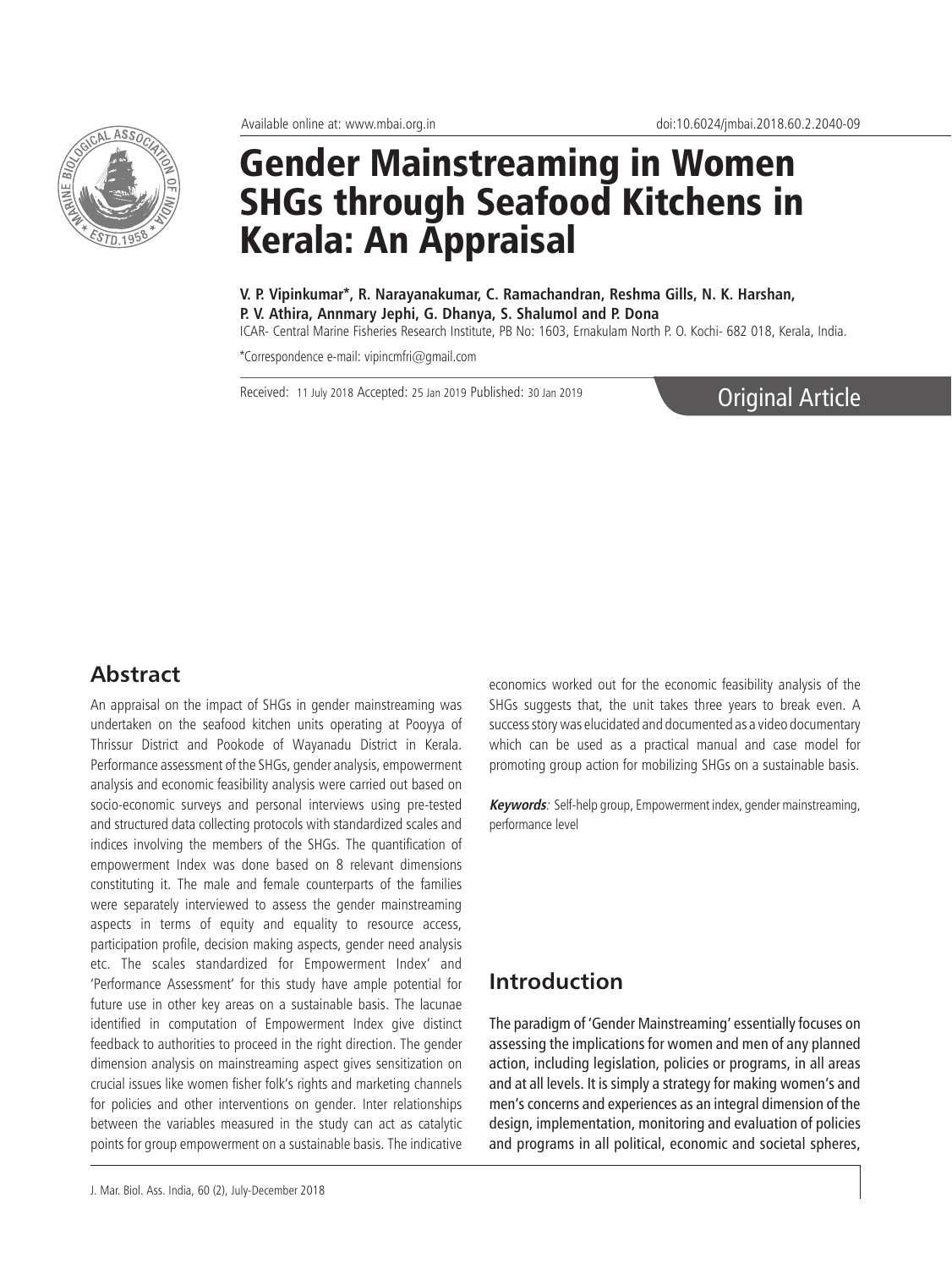Available online at: www.mbai.org.in

doi:10.6024/jmbai.2018.60.2.2040-09

# Gender Mainstreaming in Women SHGs through Seafood Kitchens in Kerala: An Appraisal

**V. P. Vipinkumar*, R. Narayanakumar, C. Ramachandran, Reshma Gills, N. K. Harshan, P. V. Athira, Annmary Jephi, G. Dhanya, S. Shalumol and P. Dona**

ICAR- Central Marine Fisheries Research Institute, PB No: 1603, Ernakulam North P. O. Kochi- 682 018, Kerala, India.

*Correspondence e-mail: vipincmfri@gmail.com

Received: 11 July 2018 Accepted: 25 Jan 2019 Published: 30 Jan 2019

Original Article

## Abstract

An appraisal on the impact of SHGs in gender mainstreaming was undertaken on the seafood kitchen units operating at Pooyya of Thrissur District and Pookode of Wayanadu District in Kerala. Performance assessment of the SHGs, gender analysis, empowerment analysis and economic feasibility analysis were carried out based on socio-economic surveys and personal interviews using pre-tested and structured data collecting protocols with standardized scales and indices involving the members of the SHGs. The quantification of empowerment Index was done based on 8 relevant dimensions constituting it. The male and female counterparts of the families were separately interviewed to assess the gender mainstreaming aspects in terms of equity and equality to resource access, participation profile, decision making aspects, gender need analysis etc. The scales standardized for Empowerment Index' and 'Performance Assessment' for this study have ample potential for future use in other key areas on a sustainable basis. The lacunae identified in computation of Empowerment Index give distinct feedback to authorities to proceed in the right direction. The gender dimension analysis on mainstreaming aspect gives sensitization on crucial issues like women fisher folk's rights and marketing channels for policies and other interventions on gender. Inter relationships between the variables measured in the study can act as catalytic points for group empowerment on a sustainable basis. The indicative economics worked out for the economic feasibility analysis of the SHGs suggests that, the unit takes three years to break even. A success story was elucidated and documented as a video documentary which can be used as a practical manual and case model for promoting group action for mobilizing SHGs on a sustainable basis.

***Keywords****:* Self-help group, Empowerment index, gender mainstreaming, performance level

## Introduction

The paradigm of 'Gender Mainstreaming' essentially focuses on assessing the implications for women and men of any planned action, including legislation, policies or programs, in all areas and at all levels. It is simply a strategy for making women's and men's concerns and experiences as an integral dimension of the design, implementation, monitoring and evaluation of policies and programs in all political, economic and societal spheres,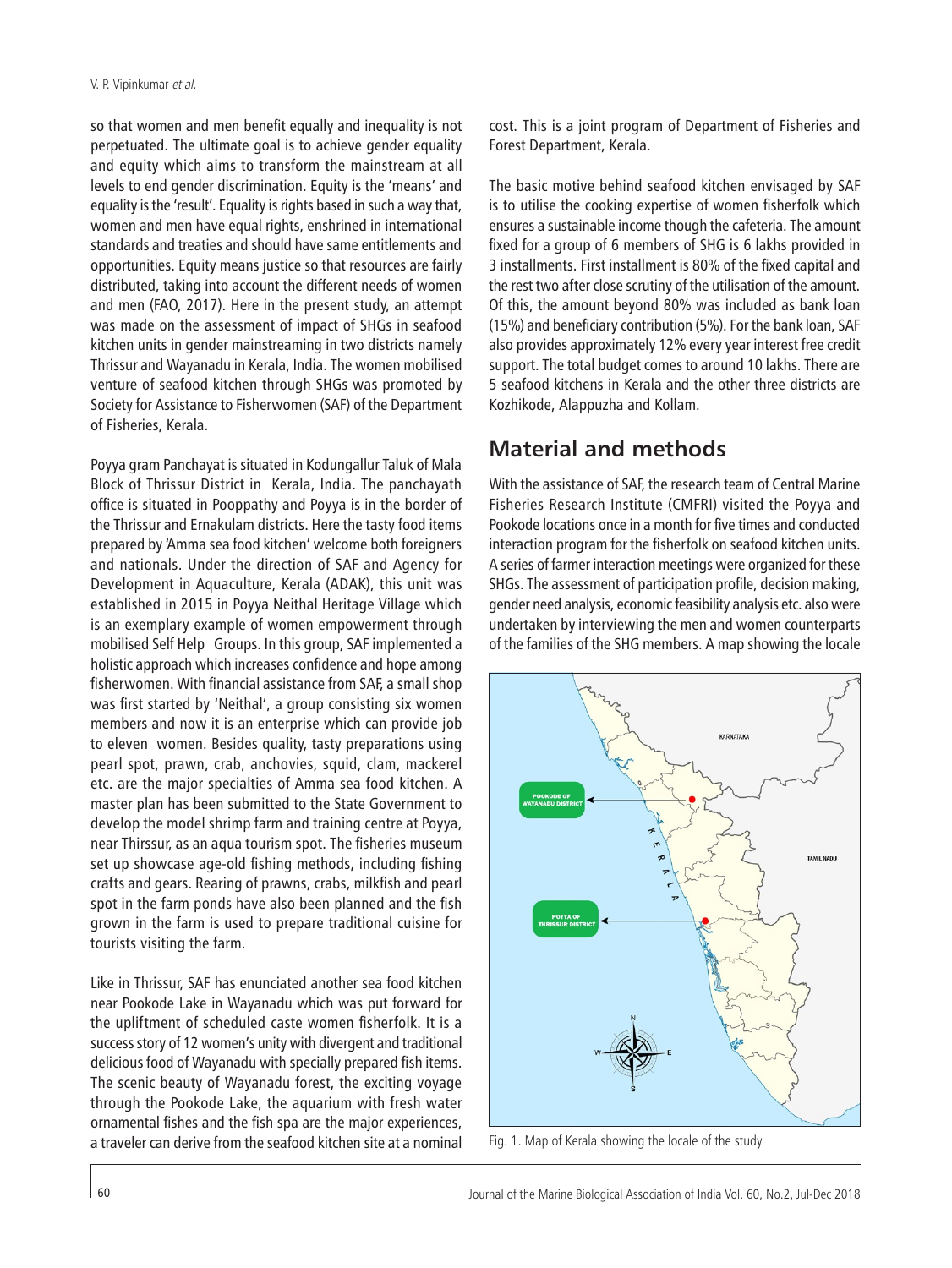so that women and men benefit equally and inequality is not perpetuated. The ultimate goal is to achieve gender equality and equity which aims to transform the mainstream at all levels to end gender discrimination. Equity is the 'means' and equality is the 'result'. Equality is rights based in such a way that, women and men have equal rights, enshrined in international standards and treaties and should have same entitlements and opportunities. Equity means justice so that resources are fairly distributed, taking into account the different needs of women and men (FAO, 2017). Here in the present study, an attempt was made on the assessment of impact of SHGs in seafood kitchen units in gender mainstreaming in two districts namely Thrissur and Wayanadu in Kerala, India. The women mobilised venture of seafood kitchen through SHGs was promoted by Society for Assistance to Fisherwomen (SAF) of the Department of Fisheries, Kerala.

Poyya gram Panchayat is situated in Kodungallur Taluk of Mala Block of Thrissur District in Kerala, India. The panchayath office is situated in Pooppathy and Poyya is in the border of the Thrissur and Ernakulam districts. Here the tasty food items prepared by 'Amma sea food kitchen' welcome both foreigners and nationals. Under the direction of SAF and Agency for Development in Aquaculture, Kerala (ADAK), this unit was established in 2015 in Poyya Neithal Heritage Village which is an exemplary example of women empowerment through mobilised Self Help Groups. In this group, SAF implemented a holistic approach which increases confidence and hope among fisherwomen. With financial assistance from SAF, a small shop was first started by 'Neithal', a group consisting six women members and now it is an enterprise which can provide job to eleven women. Besides quality, tasty preparations using pearl spot, prawn, crab, anchovies, squid, clam, mackerel etc. are the major specialties of Amma sea food kitchen. A master plan has been submitted to the State Government to develop the model shrimp farm and training centre at Poyya, near Thirssur, as an aqua tourism spot. The fisheries museum set up showcase age-old fishing methods, including fishing crafts and gears. Rearing of prawns, crabs, milkfish and pearl spot in the farm ponds have also been planned and the fish grown in the farm is used to prepare traditional cuisine for tourists visiting the farm.

Like in Thrissur, SAF has enunciated another sea food kitchen near Pookode Lake in Wayanadu which was put forward for the upliftment of scheduled caste women fisherfolk. It is a success story of 12 women's unity with divergent and traditional delicious food of Wayanadu with specially prepared fish items. The scenic beauty of Wayanadu forest, the exciting voyage through the Pookode Lake, the aquarium with fresh water ornamental fishes and the fish spa are the major experiences, a traveler can derive from the seafood kitchen site at a nominal cost. This is a joint program of Department of Fisheries and Forest Department, Kerala.

The basic motive behind seafood kitchen envisaged by SAF is to utilise the cooking expertise of women fisherfolk which ensures a sustainable income though the cafeteria. The amount fixed for a group of 6 members of SHG is 6 lakhs provided in 3 installments. First installment is 80% of the fixed capital and the rest two after close scrutiny of the utilisation of the amount. Of this, the amount beyond 80% was included as bank loan (15%) and beneficiary contribution (5%). For the bank loan, SAF also provides approximately 12% every year interest free credit support. The total budget comes to around 10 lakhs. There are 5 seafood kitchens in Kerala and the other three districts are Kozhikode, Alappuzha and Kollam.

## Material and methods

With the assistance of SAF, the research team of Central Marine Fisheries Research Institute (CMFRI) visited the Poyya and Pookode locations once in a month for five times and conducted interaction program for the fisherfolk on seafood kitchen units. A series of farmer interaction meetings were organized for these SHGs. The assessment of participation profile, decision making, gender need analysis, economic feasibility analysis etc. also were undertaken by interviewing the men and women counterparts of the families of the SHG members. A map showing the locale

Fig. 1. Map of Kerala showing the locale of the study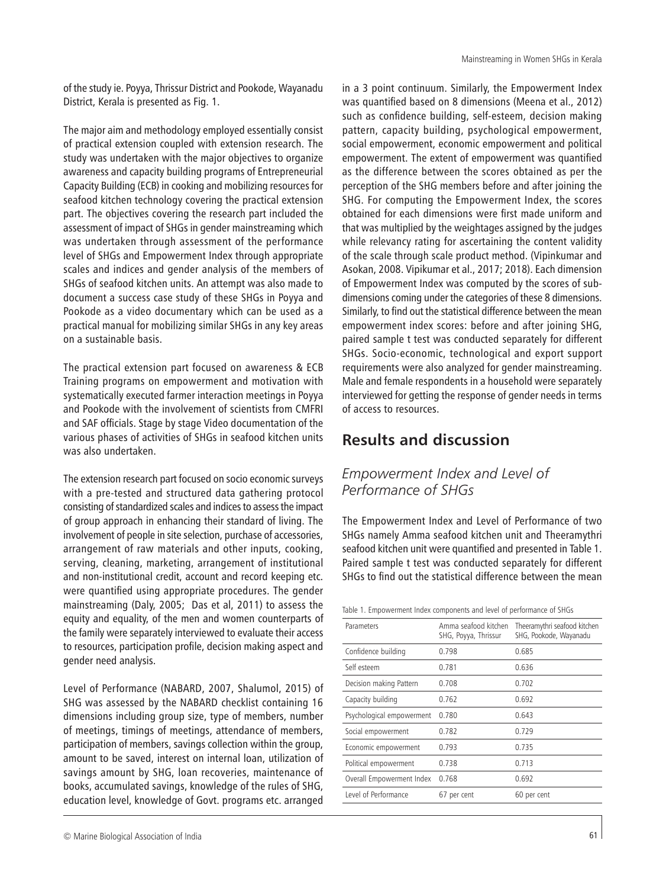of the study ie. Poyya, Thrissur District and Pookode, Wayanadu District, Kerala is presented as Fig. 1.

The major aim and methodology employed essentially consist of practical extension coupled with extension research. The study was undertaken with the major objectives to organize awareness and capacity building programs of Entrepreneurial Capacity Building (ECB) in cooking and mobilizing resources for seafood kitchen technology covering the practical extension part. The objectives covering the research part included the assessment of impact of SHGs in gender mainstreaming which was undertaken through assessment of the performance level of SHGs and Empowerment Index through appropriate scales and indices and gender analysis of the members of SHGs of seafood kitchen units. An attempt was also made to document a success case study of these SHGs in Poyya and Pookode as a video documentary which can be used as a practical manual for mobilizing similar SHGs in any key areas on a sustainable basis.

The practical extension part focused on awareness & ECB Training programs on empowerment and motivation with systematically executed farmer interaction meetings in Poyya and Pookode with the involvement of scientists from CMFRI and SAF officials. Stage by stage Video documentation of the various phases of activities of SHGs in seafood kitchen units was also undertaken.

The extension research part focused on socio economic surveys with a pre-tested and structured data gathering protocol consisting of standardized scales and indices to assess the impact of group approach in enhancing their standard of living. The involvement of people in site selection, purchase of accessories, arrangement of raw materials and other inputs, cooking, serving, cleaning, marketing, arrangement of institutional and non-institutional credit, account and record keeping etc. were quantified using appropriate procedures. The gender mainstreaming (Daly, 2005; Das et al, 2011) to assess the equity and equality, of the men and women counterparts of the family were separately interviewed to evaluate their access to resources, participation profile, decision making aspect and gender need analysis.

Level of Performance (NABARD, 2007, Shalumol, 2015) of SHG was assessed by the NABARD checklist containing 16 dimensions including group size, type of members, number of meetings, timings of meetings, attendance of members, participation of members, savings collection within the group, amount to be saved, interest on internal loan, utilization of savings amount by SHG, loan recoveries, maintenance of books, accumulated savings, knowledge of the rules of SHG, education level, knowledge of Govt. programs etc. arranged in a 3 point continuum. Similarly, the Empowerment Index was quantified based on 8 dimensions (Meena et al., 2012) such as confidence building, self-esteem, decision making pattern, capacity building, psychological empowerment, social empowerment, economic empowerment and political empowerment. The extent of empowerment was quantified as the difference between the scores obtained as per the perception of the SHG members before and after joining the SHG. For computing the Empowerment Index, the scores obtained for each dimensions were first made uniform and that was multiplied by the weightages assigned by the judges while relevancy rating for ascertaining the content validity of the scale through scale product method. (Vipinkumar and Asokan, 2008. Vipikumar et al., 2017; 2018). Each dimension of Empowerment Index was computed by the scores of sub-dimensions coming under the categories of these 8 dimensions. Similarly, to find out the statistical difference between the mean empowerment index scores: before and after joining SHG, paired sample t test was conducted separately for different SHGs. Socio-economic, technological and export support requirements were also analyzed for gender mainstreaming. Male and female respondents in a household were separately interviewed for getting the response of gender needs in terms of access to resources.

## Results and discussion

### *Empowerment Index and Level of Performance of SHGs*

The Empowerment Index and Level of Performance of two SHGs namely Amma seafood kitchen unit and Theeramythri seafood kitchen unit were quantified and presented in Table 1. Paired sample t test was conducted separately for different SHGs to find out the statistical difference between the mean

Table 1. Empowerment Index components and level of performance of SHGs

| Parameters | Amma seafood kitchen SHG, Poyya, Thrissur | Theeramythri seafood kitchen SHG, Pookode, Wayanadu |
|---|---|---|
| Confidence building | 0.798 | 0.685 |
| Self esteem | 0.781 | 0.636 |
| Decision making Pattern | 0.708 | 0.702 |
| Capacity building | 0.762 | 0.692 |
| Psychological empowerment | 0.780 | 0.643 |
| Social empowerment | 0.782 | 0.729 |
| Economic empowerment | 0.793 | 0.735 |
| Political empowerment | 0.738 | 0.713 |
| Overall Empowerment Index | 0.768 | 0.692 |
| Level of Performance | 67 per cent | 60 per cent |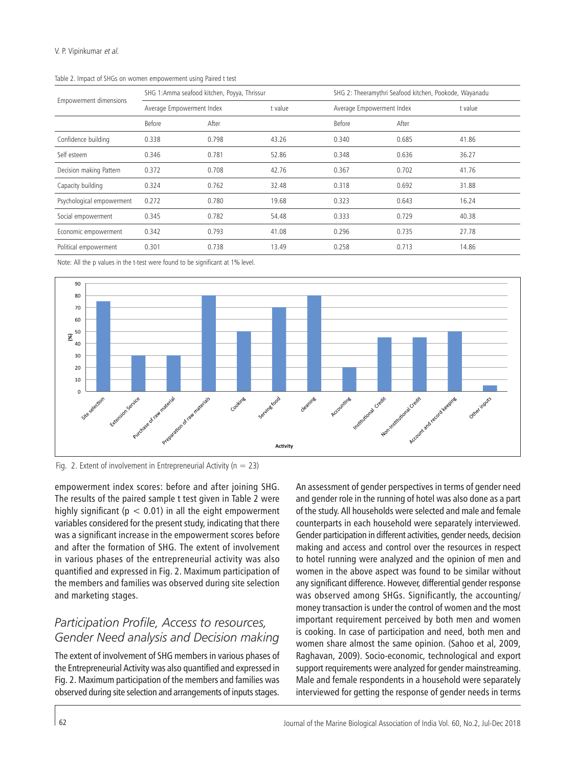Table 2. Impact of SHGs on women empowerment using Paired t test

| Empowerment dimensions | SHG 1:Amma seafood kitchen, Poyya, Thrissur | | | SHG 2: Theeramythri Seafood kitchen, Pookode, Wayanadu | | |
|---|---|---|---|---|---|---|
| | Average Empowerment Index | | t value | Average Empowerment Index | | t value |
| | Before | After | | Before | After | |
| Confidence building | 0.338 | 0.798 | 43.26 | 0.340 | 0.685 | 41.86 |
| Self esteem | 0.346 | 0.781 | 52.86 | 0.348 | 0.636 | 36.27 |
| Decision making Pattern | 0.372 | 0.708 | 42.76 | 0.367 | 0.702 | 41.76 |
| Capacity building | 0.324 | 0.762 | 32.48 | 0.318 | 0.692 | 31.88 |
| Psychological empowerment | 0.272 | 0.780 | 19.68 | 0.323 | 0.643 | 16.24 |
| Social empowerment | 0.345 | 0.782 | 54.48 | 0.333 | 0.729 | 40.38 |
| Economic empowerment | 0.342 | 0.793 | 41.08 | 0.296 | 0.735 | 27.78 |
| Political empowerment | 0.301 | 0.738 | 13.49 | 0.258 | 0.713 | 14.86 |

Note: All the p values in the t-test were found to be significant at 1% level.

Fig. 2. Extent of involvement in Entrepreneurial Activity (n = 23)

empowerment index scores: before and after joining SHG. The results of the paired sample t test given in Table 2 were highly significant ($p < 0.01$) in all the eight empowerment variables considered for the present study, indicating that there was a significant increase in the empowerment scores before and after the formation of SHG. The extent of involvement in various phases of the entrepreneurial activity was also quantified and expressed in Fig. 2. Maximum participation of the members and families was observed during site selection and marketing stages.

## Participation Profile, Access to resources, Gender Need analysis and Decision making

The extent of involvement of SHG members in various phases of the Entrepreneurial Activity was also quantified and expressed in Fig. 2. Maximum participation of the members and families was observed during site selection and arrangements of inputs stages.

An assessment of gender perspectives in terms of gender need and gender role in the running of hotel was also done as a part of the study. All households were selected and male and female counterparts in each household were separately interviewed. Gender participation in different activities, gender needs, decision making and access and control over the resources in respect to hotel running were analyzed and the opinion of men and women in the above aspect was found to be similar without any significant difference. However, differential gender response was observed among SHGs. Significantly, the accounting/money transaction is under the control of women and the most important requirement perceived by both men and women is cooking. In case of participation and need, both men and women share almost the same opinion. (Sahoo et al, 2009, Raghavan, 2009). Socio-economic, technological and export support requirements were analyzed for gender mainstreaming. Male and female respondents in a household were separately interviewed for getting the response of gender needs in terms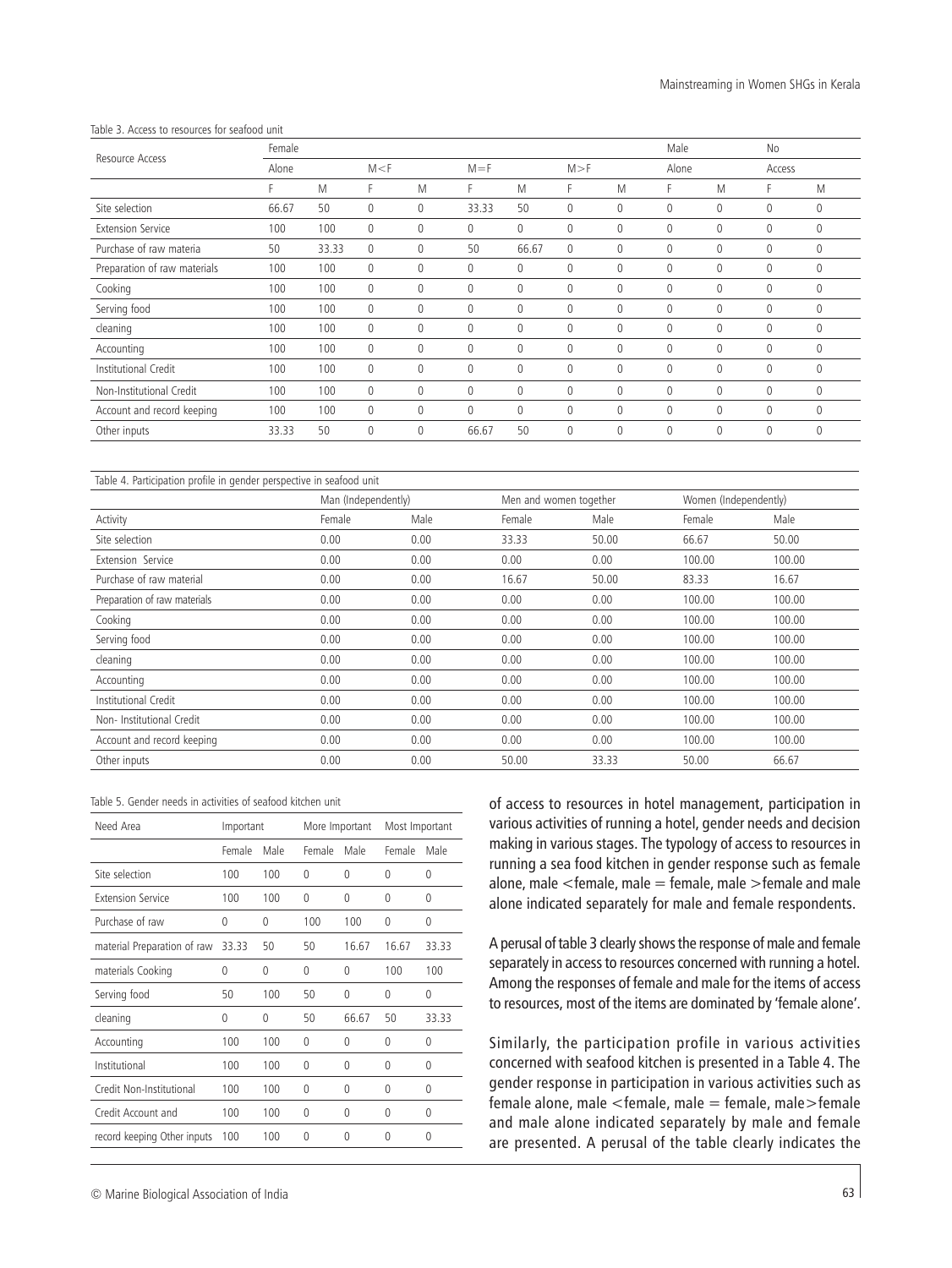Table 3. Access to resources for seafood unit

| Resource Access | Female | | | | | | | | Male | | No | |
|---|---|---|---|---|---|---|---|---|---|---|---|---|
| | Alone | | M<F | | M=F | | M>F | | Alone | | Access | |
| | F | M | F | M | F | M | F | M | F | M | F | M |
| Site selection | 66.67 | 50 | 0 | 0 | 33.33 | 50 | 0 | 0 | 0 | 0 | 0 | 0 |
| Extension Service | 100 | 100 | 0 | 0 | 0 | 0 | 0 | 0 | 0 | 0 | 0 | 0 |
| Purchase of raw materia | 50 | 33.33 | 0 | 0 | 50 | 66.67 | 0 | 0 | 0 | 0 | 0 | 0 |
| Preparation of raw materials | 100 | 100 | 0 | 0 | 0 | 0 | 0 | 0 | 0 | 0 | 0 | 0 |
| Cooking | 100 | 100 | 0 | 0 | 0 | 0 | 0 | 0 | 0 | 0 | 0 | 0 |
| Serving food | 100 | 100 | 0 | 0 | 0 | 0 | 0 | 0 | 0 | 0 | 0 | 0 |
| cleaning | 100 | 100 | 0 | 0 | 0 | 0 | 0 | 0 | 0 | 0 | 0 | 0 |
| Accounting | 100 | 100 | 0 | 0 | 0 | 0 | 0 | 0 | 0 | 0 | 0 | 0 |
| Institutional Credit | 100 | 100 | 0 | 0 | 0 | 0 | 0 | 0 | 0 | 0 | 0 | 0 |
| Non-Institutional Credit | 100 | 100 | 0 | 0 | 0 | 0 | 0 | 0 | 0 | 0 | 0 | 0 |
| Account and record keeping | 100 | 100 | 0 | 0 | 0 | 0 | 0 | 0 | 0 | 0 | 0 | 0 |
| Other inputs | 33.33 | 50 | 0 | 0 | 66.67 | 50 | 0 | 0 | 0 | 0 | 0 | 0 |

Table 4. Participation profile in gender perspective in seafood unit

| | Man (Independently) | | Men and women together | | Women (Independently) | |
|---|---|---|---|---|---|---|
| Activity | Female | Male | Female | Male | Female | Male |
| Site selection | 0.00 | 0.00 | 33.33 | 50.00 | 66.67 | 50.00 |
| Extension Service | 0.00 | 0.00 | 0.00 | 0.00 | 100.00 | 100.00 |
| Purchase of raw material | 0.00 | 0.00 | 16.67 | 50.00 | 83.33 | 16.67 |
| Preparation of raw materials | 0.00 | 0.00 | 0.00 | 0.00 | 100.00 | 100.00 |
| Cooking | 0.00 | 0.00 | 0.00 | 0.00 | 100.00 | 100.00 |
| Serving food | 0.00 | 0.00 | 0.00 | 0.00 | 100.00 | 100.00 |
| cleaning | 0.00 | 0.00 | 0.00 | 0.00 | 100.00 | 100.00 |
| Accounting | 0.00 | 0.00 | 0.00 | 0.00 | 100.00 | 100.00 |
| Institutional Credit | 0.00 | 0.00 | 0.00 | 0.00 | 100.00 | 100.00 |
| Non- Institutional Credit | 0.00 | 0.00 | 0.00 | 0.00 | 100.00 | 100.00 |
| Account and record keeping | 0.00 | 0.00 | 0.00 | 0.00 | 100.00 | 100.00 |
| Other inputs | 0.00 | 0.00 | 50.00 | 33.33 | 50.00 | 66.67 |

Table 5. Gender needs in activities of seafood kitchen unit

| Need Area | Important | | More Important | | Most Important | |
|---|---|---|---|---|---|---|
| | Female | Male | Female | Male | Female | Male |
| Site selection | 100 | 100 | 0 | 0 | 0 | 0 |
| Extension Service | 100 | 100 | 0 | 0 | 0 | 0 |
| Purchase of raw | 0 | 0 | 100 | 100 | 0 | 0 |
| material Preparation of raw | 33.33 | 50 | 50 | 16.67 | 16.67 | 33.33 |
| materials Cooking | 0 | 0 | 0 | 0 | 100 | 100 |
| Serving food | 50 | 100 | 50 | 0 | 0 | 0 |
| cleaning | 0 | 0 | 50 | 66.67 | 50 | 33.33 |
| Accounting | 100 | 100 | 0 | 0 | 0 | 0 |
| Institutional | 100 | 100 | 0 | 0 | 0 | 0 |
| Credit Non-Institutional | 100 | 100 | 0 | 0 | 0 | 0 |
| Credit Account and | 100 | 100 | 0 | 0 | 0 | 0 |
| record keeping Other inputs | 100 | 100 | 0 | 0 | 0 | 0 |

of access to resources in hotel management, participation in various activities of running a hotel, gender needs and decision making in various stages. The typology of access to resources in running a sea food kitchen in gender response such as female alone, male <female, male = female, male >female and male alone indicated separately for male and female respondents.

A perusal of table 3 clearly shows the response of male and female separately in access to resources concerned with running a hotel. Among the responses of female and male for the items of access to resources, most of the items are dominated by 'female alone'.

Similarly, the participation profile in various activities concerned with seafood kitchen is presented in a Table 4. The gender response in participation in various activities such as female alone, male <female, male = female, male>female and male alone indicated separately by male and female are presented. A perusal of the table clearly indicates the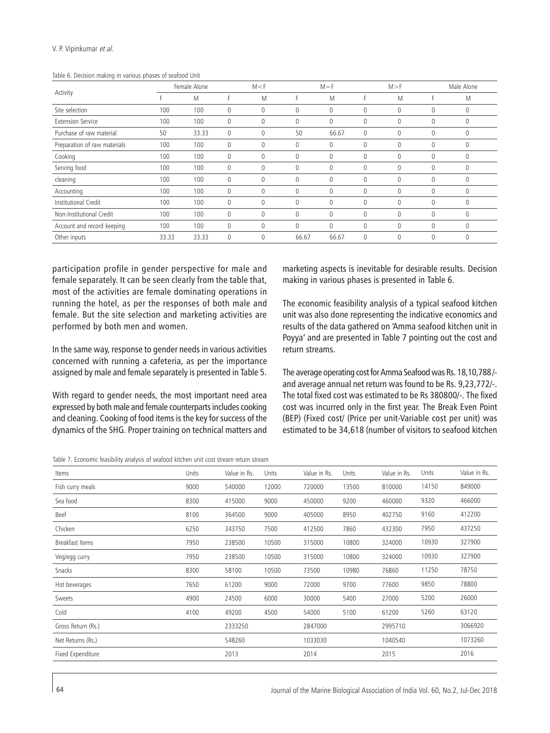Table 6. Decision making in various phases of seafood Unit

| Activity | Female Alone | | M<F | | M=F | | M>F | | Male Alone | |
|---|---|---|---|---|---|---|---|---|---|---|
| | F | M | F | M | F | M | F | M | F | M |
| Site selection | 100 | 100 | 0 | 0 | 0 | 0 | 0 | 0 | 0 | 0 |
| Extension Service | 100 | 100 | 0 | 0 | 0 | 0 | 0 | 0 | 0 | 0 |
| Purchase of raw material | 50 | 33.33 | 0 | 0 | 50 | 66.67 | 0 | 0 | 0 | 0 |
| Preparation of raw materials | 100 | 100 | 0 | 0 | 0 | 0 | 0 | 0 | 0 | 0 |
| Cooking | 100 | 100 | 0 | 0 | 0 | 0 | 0 | 0 | 0 | 0 |
| Serving food | 100 | 100 | 0 | 0 | 0 | 0 | 0 | 0 | 0 | 0 |
| cleaning | 100 | 100 | 0 | 0 | 0 | 0 | 0 | 0 | 0 | 0 |
| Accounting | 100 | 100 | 0 | 0 | 0 | 0 | 0 | 0 | 0 | 0 |
| Institutional Credit | 100 | 100 | 0 | 0 | 0 | 0 | 0 | 0 | 0 | 0 |
| Non-Institutional Credit | 100 | 100 | 0 | 0 | 0 | 0 | 0 | 0 | 0 | 0 |
| Account and record keeping | 100 | 100 | 0 | 0 | 0 | 0 | 0 | 0 | 0 | 0 |
| Other inputs | 33.33 | 33.33 | 0 | 0 | 66.67 | 66.67 | 0 | 0 | 0 | 0 |

participation profile in gender perspective for male and female separately. It can be seen clearly from the table that, most of the activities are female dominating operations in running the hotel, as per the responses of both male and female. But the site selection and marketing activities are performed by both men and women.

In the same way, response to gender needs in various activities concerned with running a cafeteria, as per the importance assigned by male and female separately is presented in Table 5.

With regard to gender needs, the most important need area expressed by both male and female counterparts includes cooking and cleaning. Cooking of food items is the key for success of the dynamics of the SHG. Proper training on technical matters and marketing aspects is inevitable for desirable results. Decision making in various phases is presented in Table 6.

The economic feasibility analysis of a typical seafood kitchen unit was also done representing the indicative economics and results of the data gathered on 'Amma seafood kitchen unit in Poyya' and are presented in Table 7 pointing out the cost and return streams.

The average operating cost for Amma Seafood was Rs. 18,10,788/- and average annual net return was found to be Rs. 9,23,772/-. The total fixed cost was estimated to be Rs 380800/-. The fixed cost was incurred only in the first year. The Break Even Point (BEP) (Fixed cost/ (Price per unit-Variable cost per unit) was estimated to be 34,618 (number of visitors to seafood kitchen

Table 7. Economic feasibility analysis of seafood kitchen unit cost stream return stream

| Items | Units | Value in Rs. | Units | Value in Rs. | Units | Value in Rs. | Units | Value in Rs. |
|---|---|---|---|---|---|---|---|---|
| Fish curry meals | 9000 | 540000 | 12000 | 720000 | 13500 | 810000 | 14150 | 849000 |
| Sea food | 8300 | 415000 | 9000 | 450000 | 9200 | 460000 | 9320 | 466000 |
| Beef | 8100 | 364500 | 9000 | 405000 | 8950 | 402750 | 9160 | 412200 |
| Chicken | 6250 | 343750 | 7500 | 412500 | 7860 | 432300 | 7950 | 437250 |
| Breakfast Items | 7950 | 238500 | 10500 | 315000 | 10800 | 324000 | 10930 | 327900 |
| Veg/egg curry | 7950 | 238500 | 10500 | 315000 | 10800 | 324000 | 10930 | 327900 |
| Snacks | 8300 | 58100 | 10500 | 73500 | 10980 | 76860 | 11250 | 78750 |
| Hot beverages | 7650 | 61200 | 9000 | 72000 | 9700 | 77600 | 9850 | 78800 |
| Sweets | 4900 | 24500 | 6000 | 30000 | 5400 | 27000 | 5200 | 26000 |
| Cold | 4100 | 49200 | 4500 | 54000 | 5100 | 61200 | 5260 | 63120 |
| Gross Return (Rs.) | | 2333250 | | 2847000 | | 2995710 | | 3066920 |
| Net Returns (Rs.) | | 548260 | | 1033030 | | 1040540 | | 1073260 |
| Fixed Expenditure | | 2013 | | 2014 | | 2015 | | 2016 |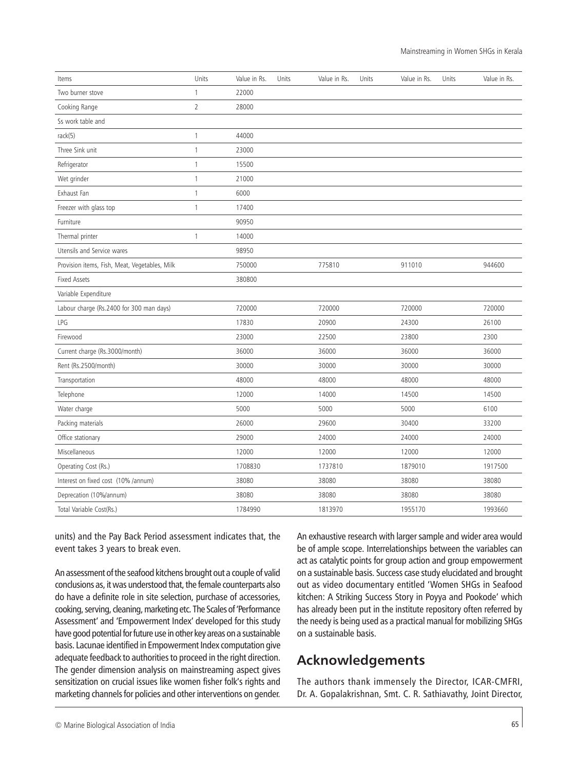| Items | Units | Value in Rs. | Units | Value in Rs. | Units | Value in Rs. | Units | Value in Rs. |
|---|---|---|---|---|---|---|---|---|
| Two burner stove | 1 | 22000 | | | | | | |
| Cooking Range | 2 | 28000 | | | | | | |
| Ss work table and | | | | | | | | |
| rack(5) | 1 | 44000 | | | | | | |
| Three Sink unit | 1 | 23000 | | | | | | |
| Refrigerator | 1 | 15500 | | | | | | |
| Wet grinder | 1 | 21000 | | | | | | |
| Exhaust Fan | 1 | 6000 | | | | | | |
| Freezer with glass top | 1 | 17400 | | | | | | |
| Furniture | | 90950 | | | | | | |
| Thermal printer | 1 | 14000 | | | | | | |
| Utensils and Service wares | | 98950 | | | | | | |
| Provision items, Fish, Meat, Vegetables, Milk | | 750000 | | 775810 | | 911010 | | 944600 |
| Fixed Assets | | 380800 | | | | | | |
| Variable Expenditure | | | | | | | | |
| Labour charge (Rs.2400 for 300 man days) | | 720000 | | 720000 | | 720000 | | 720000 |
| LPG | | 17830 | | 20900 | | 24300 | | 26100 |
| Firewood | | 23000 | | 22500 | | 23800 | | 2300 |
| Current charge (Rs.3000/month) | | 36000 | | 36000 | | 36000 | | 36000 |
| Rent (Rs.2500/month) | | 30000 | | 30000 | | 30000 | | 30000 |
| Transportation | | 48000 | | 48000 | | 48000 | | 48000 |
| Telephone | | 12000 | | 14000 | | 14500 | | 14500 |
| Water charge | | 5000 | | 5000 | | 5000 | | 6100 |
| Packing materials | | 26000 | | 29600 | | 30400 | | 33200 |
| Office stationary | | 29000 | | 24000 | | 24000 | | 24000 |
| Miscellaneous | | 12000 | | 12000 | | 12000 | | 12000 |
| Operating Cost (Rs.) | | 1708830 | | 1737810 | | 1879010 | | 1917500 |
| Interest on fixed cost (10% /annum) | | 38080 | | 38080 | | 38080 | | 38080 |
| Deprecation (10%/annum) | | 38080 | | 38080 | | 38080 | | 38080 |
| Total Variable Cost(Rs.) | | 1784990 | | 1813970 | | 1955170 | | 1993660 |

units) and the Pay Back Period assessment indicates that, the event takes 3 years to break even.

An assessment of the seafood kitchens brought out a couple of valid conclusions as, it was understood that, the female counterparts also do have a definite role in site selection, purchase of accessories, cooking, serving, cleaning, marketing etc. The Scales of 'Performance Assessment' and 'Empowerment Index' developed for this study have good potential for future use in other key areas on a sustainable basis. Lacunae identified in Empowerment Index computation give adequate feedback to authorities to proceed in the right direction. The gender dimension analysis on mainstreaming aspect gives sensitization on crucial issues like women fisher folk's rights and marketing channels for policies and other interventions on gender. An exhaustive research with larger sample and wider area would be of ample scope. Interrelationships between the variables can act as catalytic points for group action and group empowerment on a sustainable basis. Success case study elucidated and brought out as video documentary entitled 'Women SHGs in Seafood kitchen: A Striking Success Story in Poyya and Pookode' which has already been put in the institute repository often referred by the needy is being used as a practical manual for mobilizing SHGs on a sustainable basis.

## Acknowledgements

The authors thank immensely the Director, ICAR-CMFRI, Dr. A. Gopalakrishnan, Smt. C. R. Sathiavathy, Joint Director,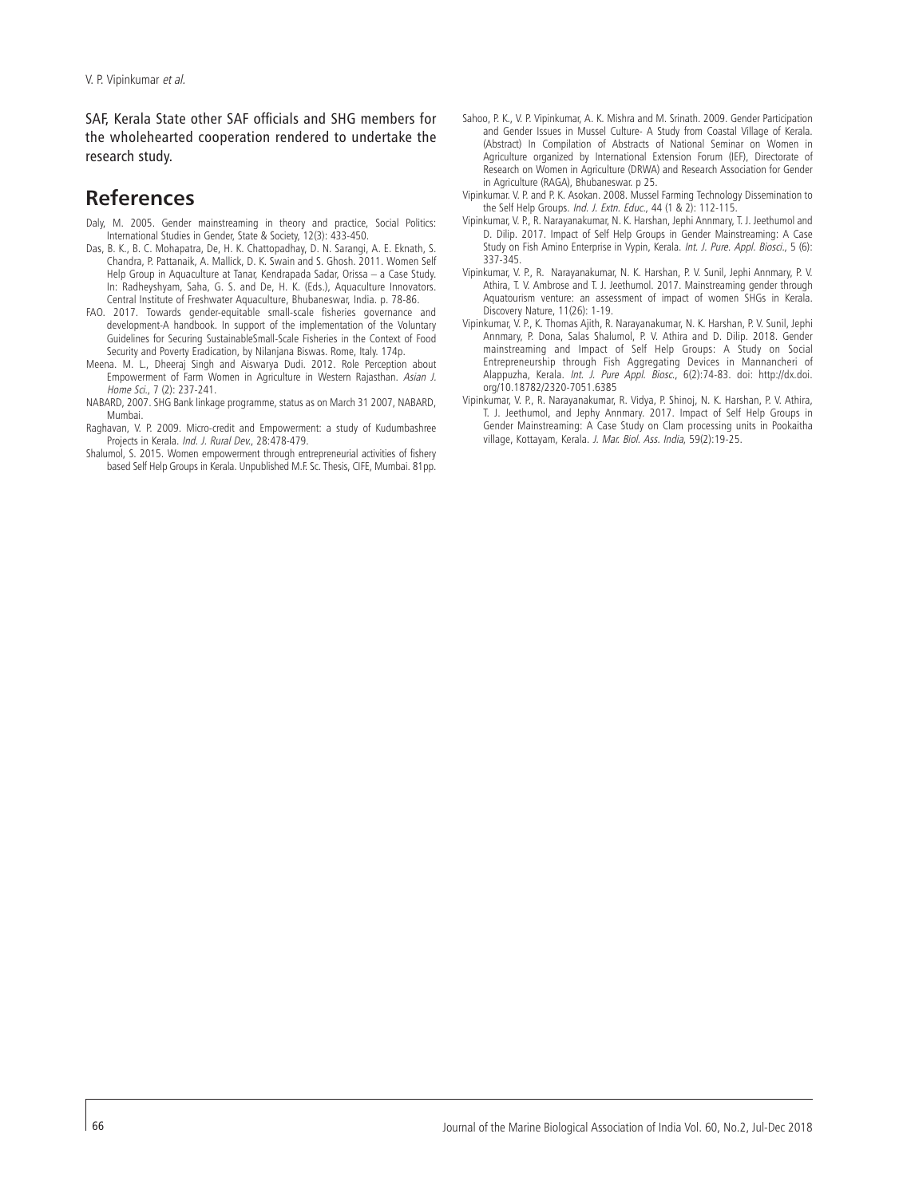SAF, Kerala State other SAF officials and SHG members for the wholehearted cooperation rendered to undertake the research study.

## References

Daly, M. 2005. Gender mainstreaming in theory and practice, Social Politics: International Studies in Gender, State & Society, 12(3): 433-450.

Das, B. K., B. C. Mohapatra, De, H. K. Chattopadhay, D. N. Sarangi, A. E. Eknath, S. Chandra, P. Pattanaik, A. Mallick, D. K. Swain and S. Ghosh. 2011. Women Self Help Group in Aquaculture at Tanar, Kendrapada Sadar, Orissa – a Case Study. In: Radheyshyam, Saha, G. S. and De, H. K. (Eds.), Aquaculture Innovators. Central Institute of Freshwater Aquaculture, Bhubaneswar, India. p. 78-86.

FAO. 2017. Towards gender-equitable small-scale fisheries governance and development-A handbook. In support of the implementation of the Voluntary Guidelines for Securing SustainableSmall-Scale Fisheries in the Context of Food Security and Poverty Eradication, by Nilanjana Biswas. Rome, Italy. 174p.

Meena. M. L., Dheeraj Singh and Aiswarya Dudi. 2012. Role Perception about Empowerment of Farm Women in Agriculture in Western Rajasthan. *Asian J. Home Sci*., 7 (2): 237-241.

NABARD, 2007. SHG Bank linkage programme, status as on March 31 2007, NABARD, Mumbai.

Raghavan, V. P. 2009. Micro-credit and Empowerment: a study of Kudumbashree Projects in Kerala. *Ind. J. Rural Dev*., 28:478-479.

Shalumol, S. 2015. Women empowerment through entrepreneurial activities of fishery based Self Help Groups in Kerala. Unpublished M.F. Sc. Thesis, CIFE, Mumbai. 81pp.

Sahoo, P. K., V. P. Vipinkumar, A. K. Mishra and M. Srinath. 2009. Gender Participation and Gender Issues in Mussel Culture- A Study from Coastal Village of Kerala. (Abstract) In Compilation of Abstracts of National Seminar on Women in Agriculture organized by International Extension Forum (IEF), Directorate of Research on Women in Agriculture (DRWA) and Research Association for Gender in Agriculture (RAGA), Bhubaneswar. p 25.

Vipinkumar. V. P. and P. K. Asokan. 2008. Mussel Farming Technology Dissemination to the Self Help Groups. *Ind. J. Extn. Educ*., 44 (1 & 2): 112-115.

Vipinkumar, V. P., R. Narayanakumar, N. K. Harshan, Jephi Annmary, T. J. Jeethumol and D. Dilip. 2017. Impact of Self Help Groups in Gender Mainstreaming: A Case Study on Fish Amino Enterprise in Vypin, Kerala. *Int. J. Pure. Appl. Biosci*., 5 (6): 337-345.

Vipinkumar, V. P., R. Narayanakumar, N. K. Harshan, P. V. Sunil, Jephi Annmary, P. V. Athira, T. V. Ambrose and T. J. Jeethumol. 2017. Mainstreaming gender through Aquatourism venture: an assessment of impact of women SHGs in Kerala. Discovery Nature, 11(26): 1-19.

Vipinkumar, V. P., K. Thomas Ajith, R. Narayanakumar, N. K. Harshan, P. V. Sunil, Jephi Annmary, P. Dona, Salas Shalumol, P. V. Athira and D. Dilip. 2018. Gender mainstreaming and Impact of Self Help Groups: A Study on Social Entrepreneurship through Fish Aggregating Devices in Mannancheri of Alappuzha, Kerala. *Int. J. Pure Appl. Biosc*., 6(2):74-83. doi: http://dx.doi.org/10.18782/2320-7051.6385

Vipinkumar, V. P., R. Narayanakumar, R. Vidya, P. Shinoj, N. K. Harshan, P. V. Athira, T. J. Jeethumol, and Jephy Annmary. 2017. Impact of Self Help Groups in Gender Mainstreaming: A Case Study on Clam processing units in Pookaitha village, Kottayam, Kerala. *J. Mar. Biol. Ass. India*, 59(2):19-25.